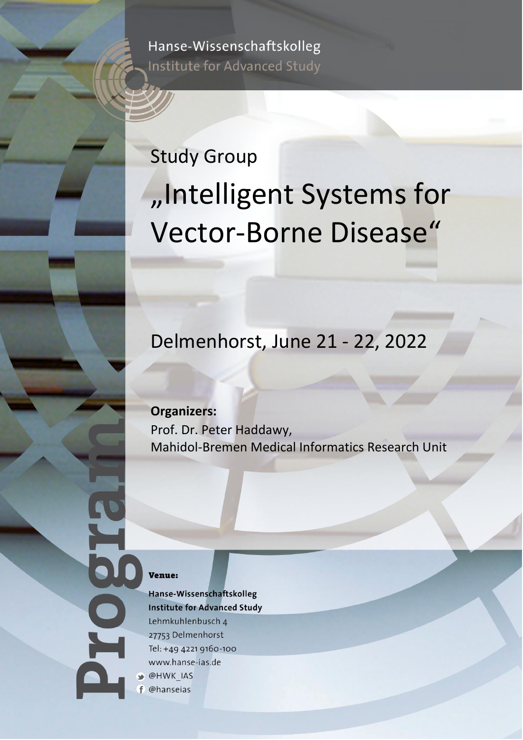Hanse-Wissenschaftskolleg
Institute for Advanced Study

Study Group

# „Intelligent Systems for Vector-Borne Disease“

Delmenhorst, June 21 - 22, 2022

**Organizers:**
Prof. Dr. Peter Haddawy,
Mahidol-Bremen Medical Informatics Research Unit

Program

**Venue:**

**Hanse-Wissenschaftskolleg**
**Institute for Advanced Study**
Lehmkuhlenbusch 4
27753 Delmenhorst
Tel: +49 4221 9160-100
www.hanse-ias.de
@HWK_IAS
@hanseias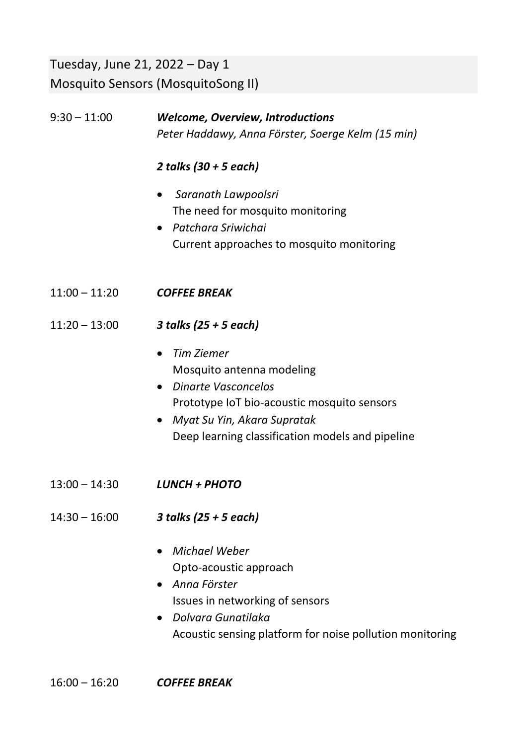## Tuesday, June 21, 2022 – Day 1
## Mosquito Sensors (MosquitoSong II)

**9:30 – 11:00** ***Welcome, Overview, Introductions***
*Peter Haddawy, Anna Förster, Soerge Kelm (15 min)*

***2 talks (30 + 5 each)***

- *Saranath Lawpoolsri*
  The need for mosquito monitoring
- *Patchara Sriwichai*
  Current approaches to mosquito monitoring

**11:00 – 11:20** ***COFFEE BREAK***

**11:20 – 13:00** ***3 talks (25 + 5 each)***

- *Tim Ziemer*
  Mosquito antenna modeling
- *Dinarte Vasconcelos*
  Prototype IoT bio-acoustic mosquito sensors
- *Myat Su Yin, Akara Supratak*
  Deep learning classification models and pipeline

**13:00 – 14:30** ***LUNCH + PHOTO***

**14:30 – 16:00** ***3 talks (25 + 5 each)***

- *Michael Weber*
  Opto-acoustic approach
- *Anna Förster*
  Issues in networking of sensors
- *Dolvara Gunatilaka*
  Acoustic sensing platform for noise pollution monitoring

**16:00 – 16:20** ***COFFEE BREAK***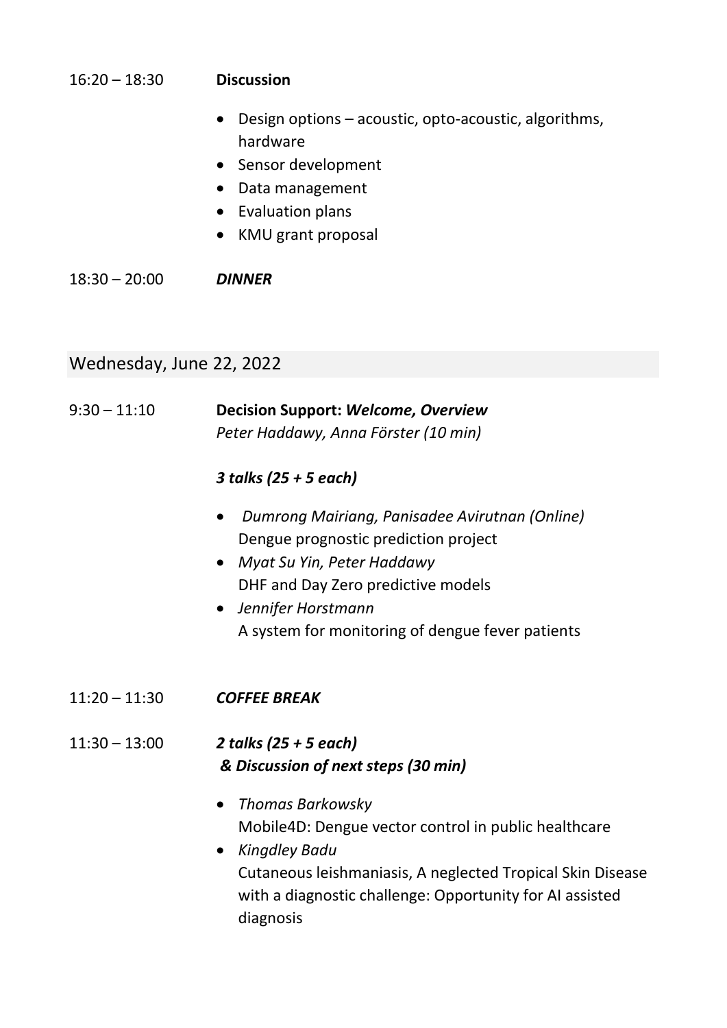16:20 – 18:30 **Discussion**

- Design options – acoustic, opto-acoustic, algorithms, hardware
- Sensor development
- Data management
- Evaluation plans
- KMU grant proposal

18:30 – 20:00 ***DINNER***

## Wednesday, June 22, 2022

9:30 – 11:10 **Decision Support: *Welcome, Overview***
*Peter Haddawy, Anna Förster (10 min)*

***3 talks (25 + 5 each)***

- *Dumrong Mairiang, Panisadee Avirutnan (Online)*
  Dengue prognostic prediction project
- *Myat Su Yin, Peter Haddawy*
  DHF and Day Zero predictive models
- *Jennifer Horstmann*
  A system for monitoring of dengue fever patients

11:20 – 11:30 ***COFFEE BREAK***

11:30 – 13:00 ***2 talks (25 + 5 each)***
***& Discussion of next steps (30 min)***

- *Thomas Barkowsky*
  Mobile4D: Dengue vector control in public healthcare
- *Kingdley Badu*
  Cutaneous leishmaniasis, A neglected Tropical Skin Disease with a diagnostic challenge: Opportunity for AI assisted diagnosis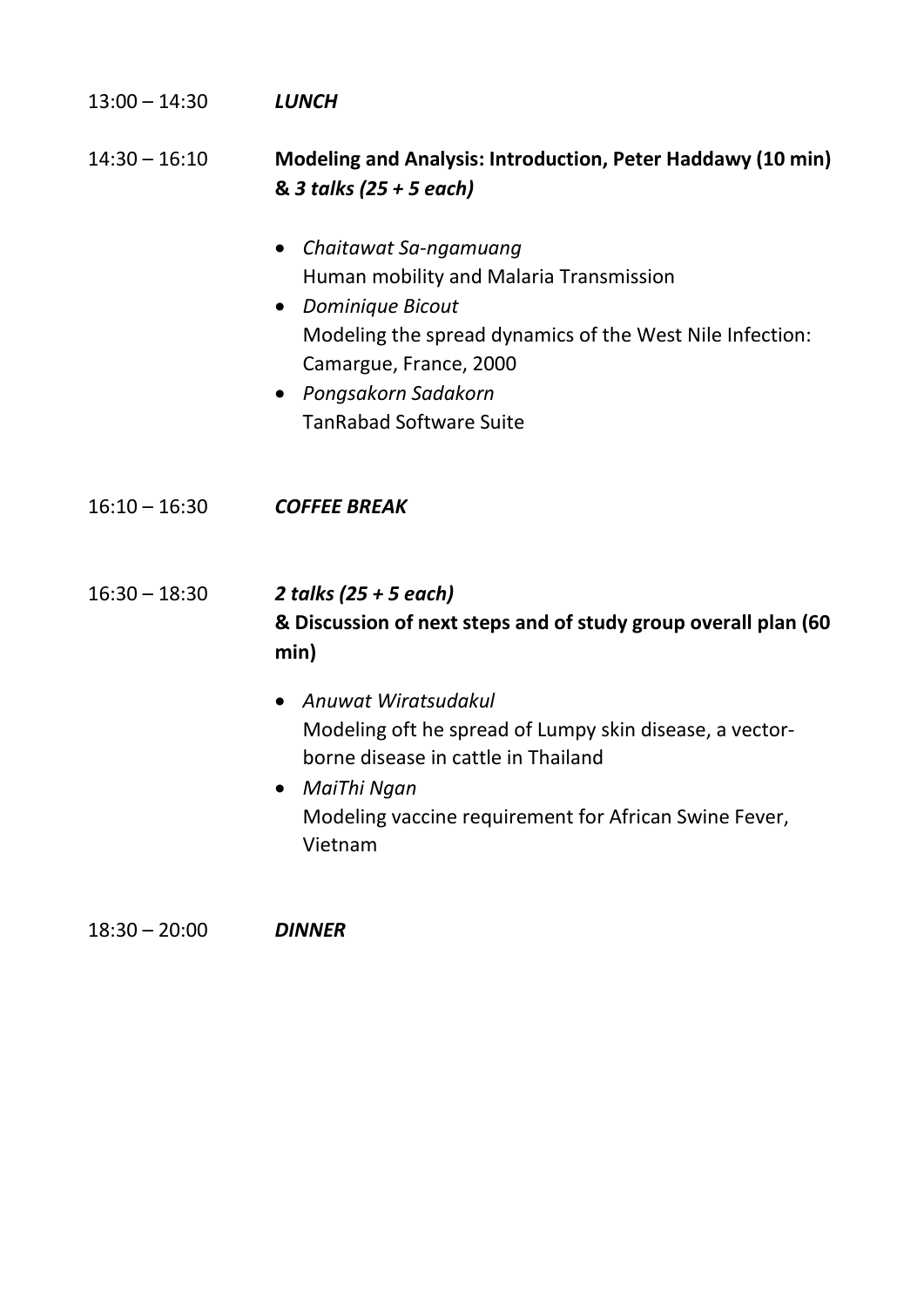13:00 – 14:30 ***LUNCH***

14:30 – 16:10 **Modeling and Analysis: Introduction, Peter Haddawy (10 min) &** ***3 talks (25 + 5 each)***

- *Chaitawat Sa-ngamuang*
  Human mobility and Malaria Transmission
- *Dominique Bicout*
  Modeling the spread dynamics of the West Nile Infection: Camargue, France, 2000
- *Pongsakorn Sadakorn*
  TanRabad Software Suite

16:10 – 16:30 ***COFFEE BREAK***

16:30 – 18:30 ***2 talks (25 + 5 each)***
**& Discussion of next steps and of study group overall plan (60 min)**

- *Anuwat Wiratsudakul*
  Modeling oft he spread of Lumpy skin disease, a vector-borne disease in cattle in Thailand
- *MaiThi Ngan*
  Modeling vaccine requirement for African Swine Fever, Vietnam

18:30 – 20:00 ***DINNER***